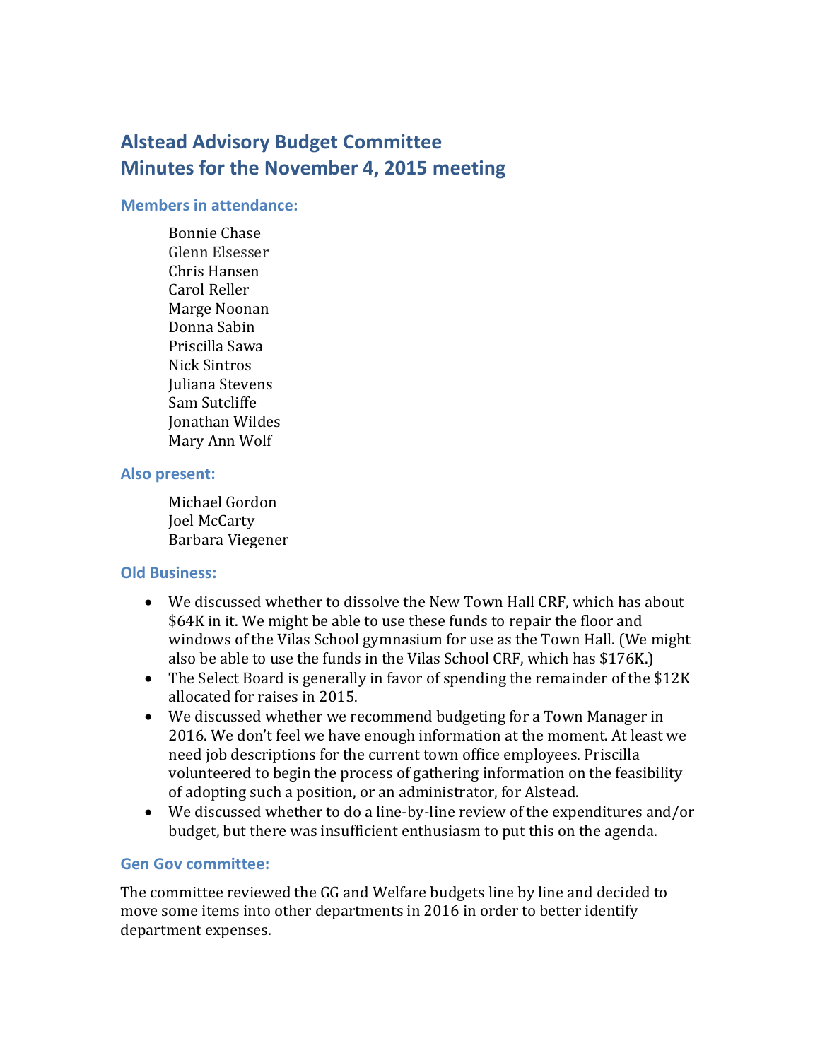# Alstead Advisory Budget Committee
# Minutes for the November 4, 2015 meeting

### Members in attendance:

Bonnie Chase
Glenn Elsesser
Chris Hansen
Carol Reller
Marge Noonan
Donna Sabin
Priscilla Sawa
Nick Sintros
Juliana Stevens
Sam Sutcliffe
Jonathan Wildes
Mary Ann Wolf

### Also present:

Michael Gordon
Joel McCarty
Barbara Viegener

### Old Business:

- We discussed whether to dissolve the New Town Hall CRF, which has about $64K in it. We might be able to use these funds to repair the floor and windows of the Vilas School gymnasium for use as the Town Hall. (We might also be able to use the funds in the Vilas School CRF, which has $176K.)
- The Select Board is generally in favor of spending the remainder of the $12K allocated for raises in 2015.
- We discussed whether we recommend budgeting for a Town Manager in 2016. We don't feel we have enough information at the moment. At least we need job descriptions for the current town office employees. Priscilla volunteered to begin the process of gathering information on the feasibility of adopting such a position, or an administrator, for Alstead.
- We discussed whether to do a line-by-line review of the expenditures and/or budget, but there was insufficient enthusiasm to put this on the agenda.

### Gen Gov committee:

The committee reviewed the GG and Welfare budgets line by line and decided to move some items into other departments in 2016 in order to better identify department expenses.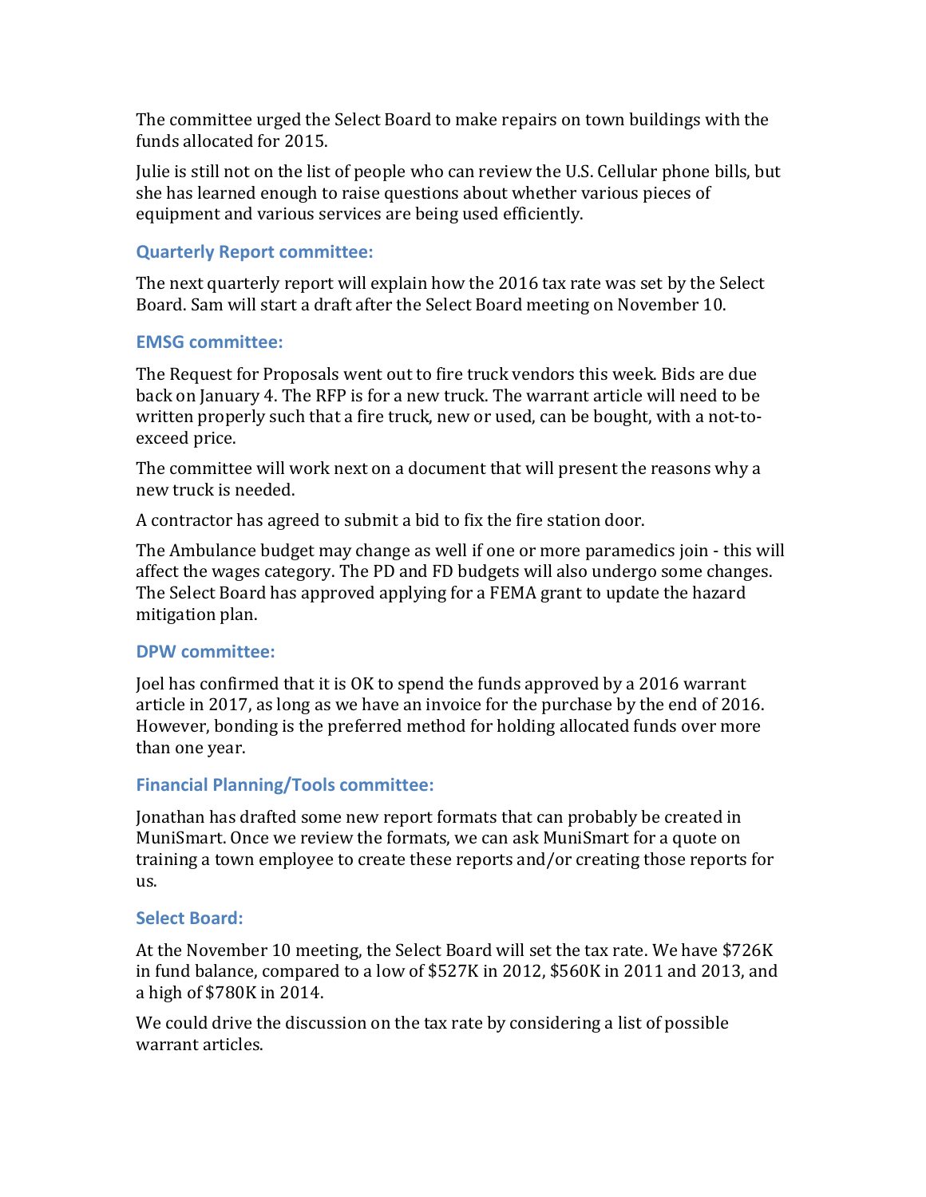The committee urged the Select Board to make repairs on town buildings with the funds allocated for 2015.

Julie is still not on the list of people who can review the U.S. Cellular phone bills, but she has learned enough to raise questions about whether various pieces of equipment and various services are being used efficiently.

### Quarterly Report committee:

The next quarterly report will explain how the 2016 tax rate was set by the Select Board. Sam will start a draft after the Select Board meeting on November 10.

### EMSG committee:

The Request for Proposals went out to fire truck vendors this week. Bids are due back on January 4. The RFP is for a new truck. The warrant article will need to be written properly such that a fire truck, new or used, can be bought, with a not-to-exceed price.

The committee will work next on a document that will present the reasons why a new truck is needed.

A contractor has agreed to submit a bid to fix the fire station door.

The Ambulance budget may change as well if one or more paramedics join - this will affect the wages category. The PD and FD budgets will also undergo some changes. The Select Board has approved applying for a FEMA grant to update the hazard mitigation plan.

### DPW committee:

Joel has confirmed that it is OK to spend the funds approved by a 2016 warrant article in 2017, as long as we have an invoice for the purchase by the end of 2016. However, bonding is the preferred method for holding allocated funds over more than one year.

### Financial Planning/Tools committee:

Jonathan has drafted some new report formats that can probably be created in MuniSmart. Once we review the formats, we can ask MuniSmart for a quote on training a town employee to create these reports and/or creating those reports for us.

### Select Board:

At the November 10 meeting, the Select Board will set the tax rate. We have $726K in fund balance, compared to a low of $527K in 2012, $560K in 2011 and 2013, and a high of $780K in 2014.

We could drive the discussion on the tax rate by considering a list of possible warrant articles.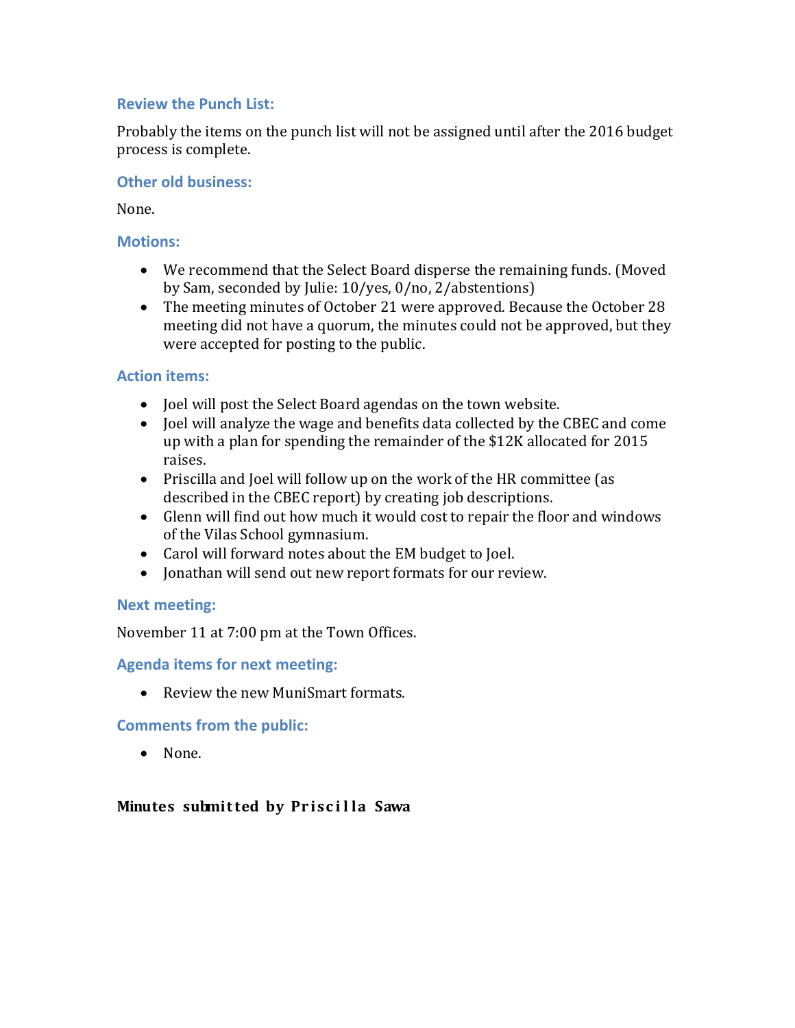### Review the Punch List:

Probably the items on the punch list will not be assigned until after the 2016 budget process is complete.

### Other old business:

None.

### Motions:

- We recommend that the Select Board disperse the remaining funds. (Moved by Sam, seconded by Julie: 10/yes, 0/no, 2/abstentions)
- The meeting minutes of October 21 were approved. Because the October 28 meeting did not have a quorum, the minutes could not be approved, but they were accepted for posting to the public.

### Action items:

- Joel will post the Select Board agendas on the town website.
- Joel will analyze the wage and benefits data collected by the CBEC and come up with a plan for spending the remainder of the $12K allocated for 2015 raises.
- Priscilla and Joel will follow up on the work of the HR committee (as described in the CBEC report) by creating job descriptions.
- Glenn will find out how much it would cost to repair the floor and windows of the Vilas School gymnasium.
- Carol will forward notes about the EM budget to Joel.
- Jonathan will send out new report formats for our review.

### Next meeting:

November 11 at 7:00 pm at the Town Offices.

### Agenda items for next meeting:

- Review the new MuniSmart formats.

### Comments from the public:

- None.

**Minutes submitted by Priscilla Sawa**